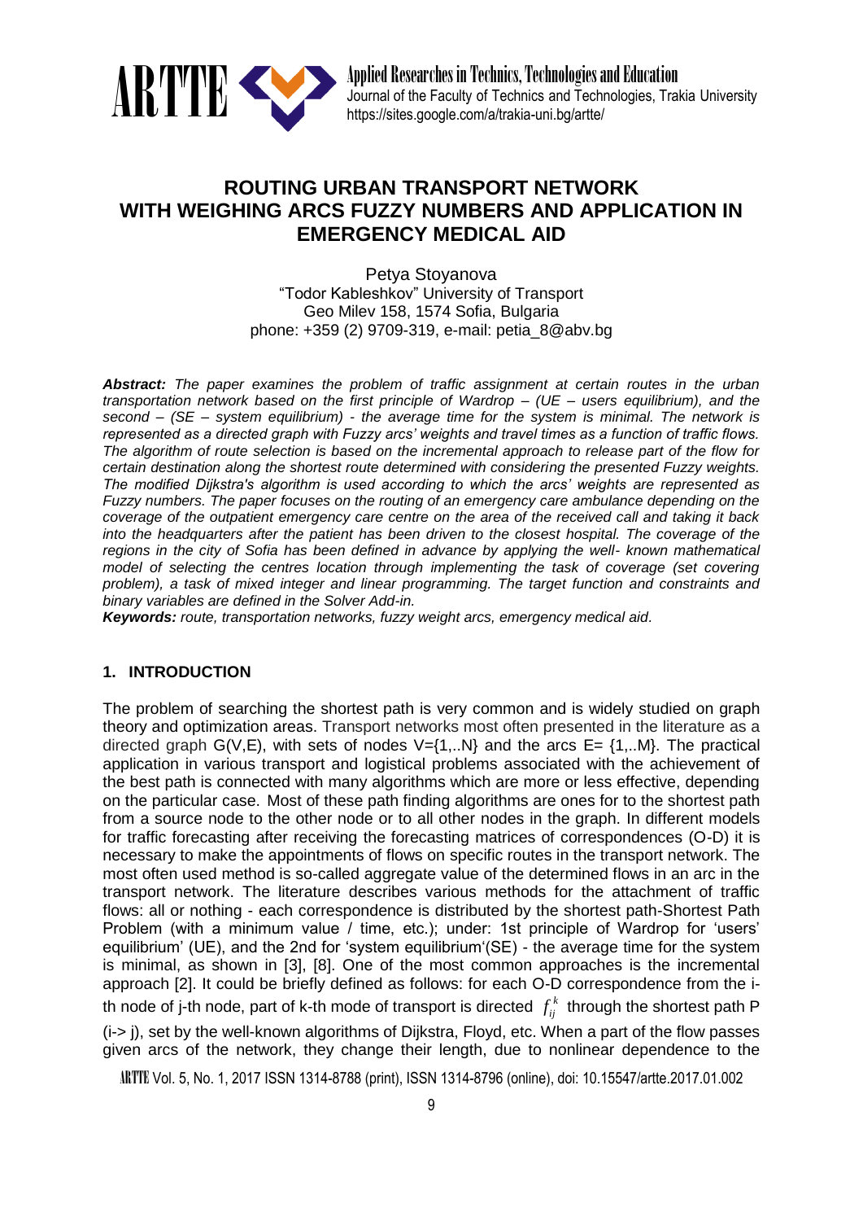# ROUTING URBAN TRANSPORT NETWORK WITH WEIGHING ARCS FUZZY NUMBERS AND APPLICATION IN EMERGENCY MEDICAL AID

Petya Stoyanova
"Todor Kableshkov" University of Transport
Geo Milev 158, 1574 Sofia, Bulgaria
phone: +359 (2) 9709-319, e-mail: petia_8@abv.bg

***Abstract:*** *The paper examines the problem of traffic assignment at certain routes in the urban transportation network based on the first principle of Wardrop – (UE – users equilibrium), and the second – (SE – system equilibrium) - the average time for the system is minimal. The network is represented as a directed graph with Fuzzy arcs' weights and travel times as a function of traffic flows. The algorithm of route selection is based on the incremental approach to release part of the flow for certain destination along the shortest route determined with considering the presented Fuzzy weights. The modified Dijkstra's algorithm is used according to which the arcs' weights are represented as Fuzzy numbers. The paper focuses on the routing of an emergency care ambulance depending on the coverage of the outpatient emergency care centre on the area of the received call and taking it back into the headquarters after the patient has been driven to the closest hospital. The coverage of the regions in the city of Sofia has been defined in advance by applying the well- known mathematical model of selecting the centres location through implementing the task of coverage (set covering problem), a task of mixed integer and linear programming. The target function and constraints and binary variables are defined in the Solver Add-in.*

***Keywords:*** *route, transportation networks, fuzzy weight arcs, emergency medical aid.*

## 1. INTRODUCTION

The problem of searching the shortest path is very common and is widely studied on graph theory and optimization areas. Transport networks most often presented in the literature as a directed graph G(V,E), with sets of nodes V={1,..N} and the arcs E= {1,..M}. The practical application in various transport and logistical problems associated with the achievement of the best path is connected with many algorithms which are more or less effective, depending on the particular case. Most of these path finding algorithms are ones for to the shortest path from a source node to the other node or to all other nodes in the graph. In different models for traffic forecasting after receiving the forecasting matrices of correspondences (O-D) it is necessary to make the appointments of flows on specific routes in the transport network. The most often used method is so-called aggregate value of the determined flows in an arc in the transport network. The literature describes various methods for the attachment of traffic flows: all or nothing - each correspondence is distributed by the shortest path-Shortest Path Problem (with a minimum value / time, etc.); under: 1st principle of Wardrop for 'users' equilibrium' (UE), and the 2nd for 'system equilibrium'(SE) - the average time for the system is minimal, as shown in [3], [8]. One of the most common approaches is the incremental approach [2]. It could be briefly defined as follows: for each O-D correspondence from the i-th node of j-th node, part of k-th mode of transport is directed $f_{ij}^{k}$ through the shortest path P (i-> j), set by the well-known algorithms of Dijkstra, Floyd, etc. When a part of the flow passes given arcs of the network, they change their length, due to nonlinear dependence to the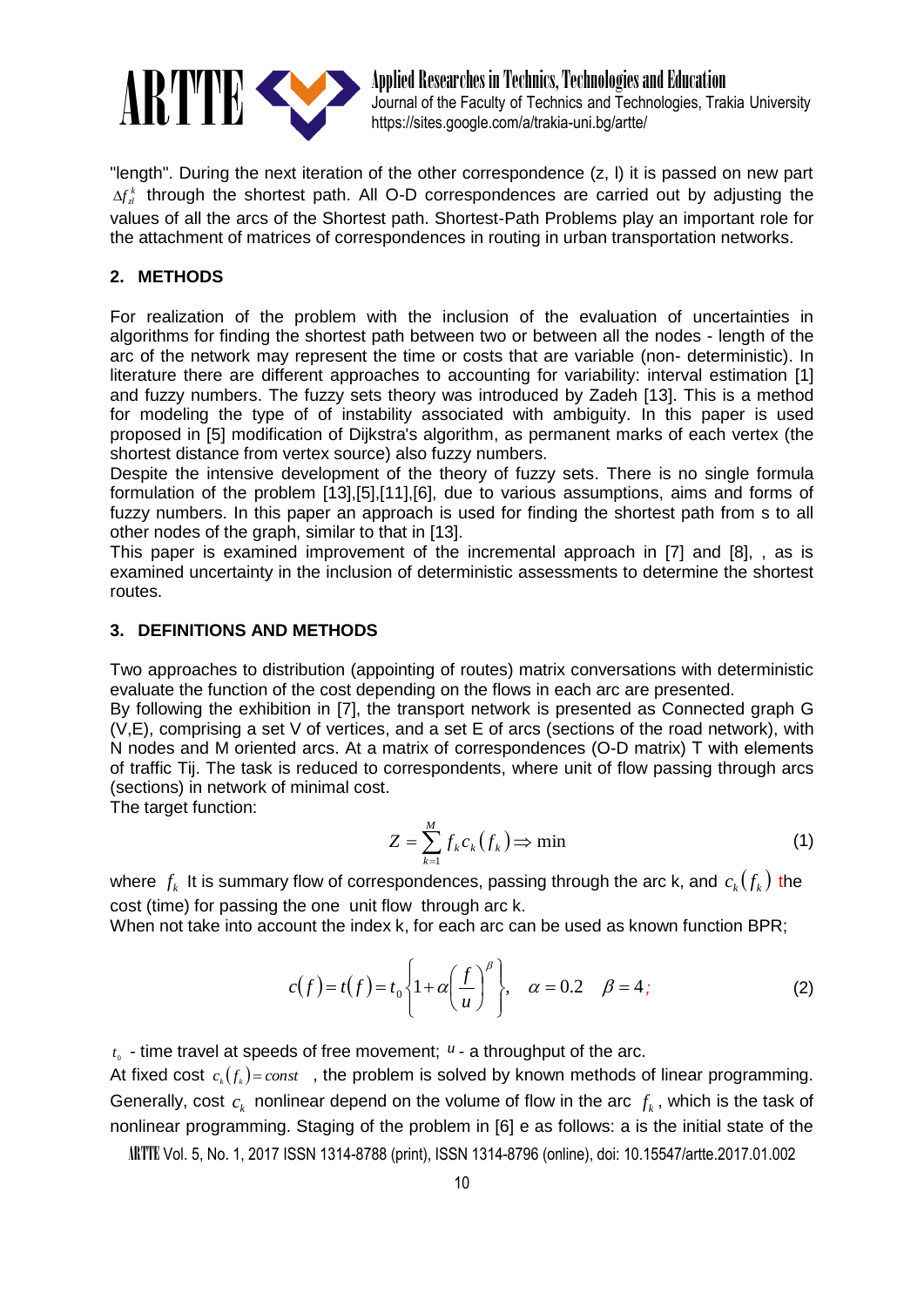"length". During the next iteration of the other correspondence (z, l) it is passed on new part $\Delta f_{zl}^{k}$ through the shortest path. All O-D correspondences are carried out by adjusting the values of all the arcs of the Shortest path. Shortest-Path Problems play an important role for the attachment of matrices of correspondences in routing in urban transportation networks.

## 2. METHODS

For realization of the problem with the inclusion of the evaluation of uncertainties in algorithms for finding the shortest path between two or between all the nodes - length of the arc of the network may represent the time or costs that are variable (non- deterministic). In literature there are different approaches to accounting for variability: interval estimation [1] and fuzzy numbers. The fuzzy sets theory was introduced by Zadeh [13]. This is a method for modeling the type of of instability associated with ambiguity. In this paper is used proposed in [5] modification of Dijkstra's algorithm, as permanent marks of each vertex (the shortest distance from vertex source) also fuzzy numbers.

Despite the intensive development of the theory of fuzzy sets. There is no single formula formulation of the problem [13],[5],[11],[6], due to various assumptions, aims and forms of fuzzy numbers. In this paper an approach is used for finding the shortest path from s to all other nodes of the graph, similar to that in [13].

This paper is examined improvement of the incremental approach in [7] and [8], , as is examined uncertainty in the inclusion of deterministic assessments to determine the shortest routes.

## 3. DEFINITIONS AND METHODS

Two approaches to distribution (appointing of routes) matrix conversations with deterministic evaluate the function of the cost depending on the flows in each arc are presented.

By following the exhibition in [7], the transport network is presented as Connected graph G (V,E), comprising a set V of vertices, and a set E of arcs (sections of the road network), with N nodes and M oriented arcs. At a matrix of correspondences (O-D matrix) T with elements of traffic Tij. The task is reduced to correspondents, where unit of flow passing through arcs (sections) in network of minimal cost.

The target function:

$$Z = \sum_{k=1}^{M} f_k c_k(f_k) \Rightarrow \min \tag{1}$$

where $f_k$ It is summary flow of correspondences, passing through the arc k, and $c_k(f_k)$ the cost (time) for passing the one unit flow through arc k.

When not take into account the index k, for each arc can be used as known function BPR;

$$c(f) = t(f) = t_0 \left\{ 1 + \alpha \left( \frac{f}{u} \right)^{\beta} \right\}, \quad \alpha = 0.2 \quad \beta = 4; \tag{2}$$

$t_0$ - time travel at speeds of free movement; $u$ - a throughput of the arc.

At fixed cost $c_k(f_k) = const$ , the problem is solved by known methods of linear programming. Generally, cost $c_k$ nonlinear depend on the volume of flow in the arc $f_k$, which is the task of nonlinear programming. Staging of the problem in [6] e as follows: a is the initial state of the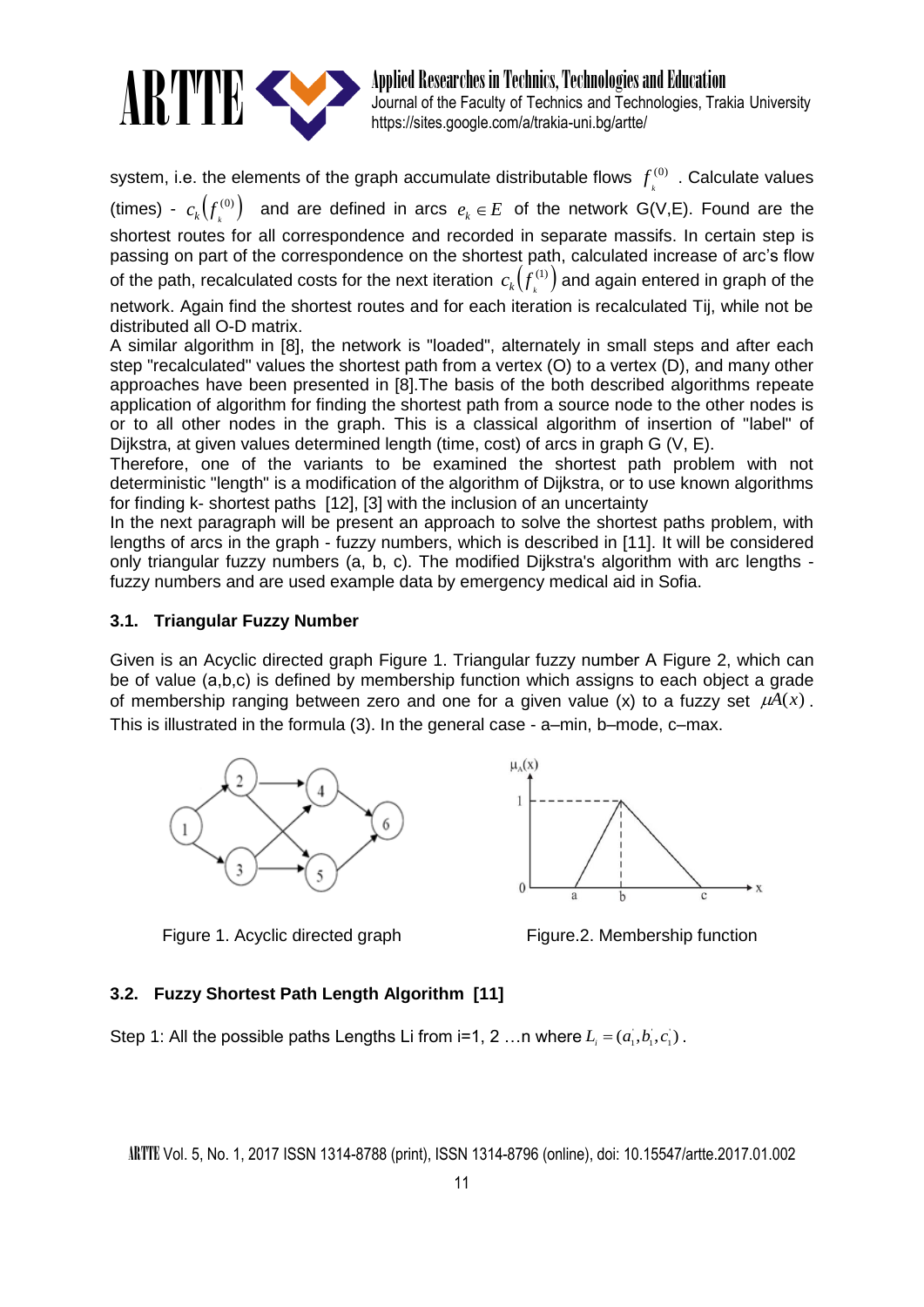system, i.e. the elements of the graph accumulate distributable flows $f_k^{(0)}$ . Calculate values (times) - $c_k\left(f_k^{(0)}\right)$ and are defined in arcs $e_k \in E$ of the network G(V,E). Found are the shortest routes for all correspondence and recorded in separate massifs. In certain step is passing on part of the correspondence on the shortest path, calculated increase of arc's flow of the path, recalculated costs for the next iteration $c_k\left(f_k^{(1)}\right)$ and again entered in graph of the network. Again find the shortest routes and for each iteration is recalculated Tij, while not be distributed all O-D matrix.

A similar algorithm in [8], the network is "loaded", alternately in small steps and after each step "recalculated" values the shortest path from a vertex (O) to a vertex (D), and many other approaches have been presented in [8].The basis of the both described algorithms repeate application of algorithm for finding the shortest path from a source node to the other nodes is or to all other nodes in the graph. This is a classical algorithm of insertion of "label" of Dijkstra, at given values determined length (time, cost) of arcs in graph G (V, E).

Therefore, one of the variants to be examined the shortest path problem with not deterministic "length" is a modification of the algorithm of Dijkstra, or to use known algorithms for finding k- shortest paths [12], [3] with the inclusion of an uncertainty

In the next paragraph will be present an approach to solve the shortest paths problem, with lengths of arcs in the graph - fuzzy numbers, which is described in [11]. It will be considered only triangular fuzzy numbers (a, b, c). The modified Dijkstra's algorithm with arc lengths - fuzzy numbers and are used example data by emergency medical aid in Sofia.

### 3.1. Triangular Fuzzy Number

Given is an Acyclic directed graph Figure 1. Triangular fuzzy number A Figure 2, which can be of value (a,b,c) is defined by membership function which assigns to each object a grade of membership ranging between zero and one for a given value (x) to a fuzzy set $\mu A(x)$. This is illustrated in the formula (3). In the general case - a–min, b–mode, c–max.

Figure 1. Acyclic directed graph

Figure.2. Membership function

### 3.2. Fuzzy Shortest Path Length Algorithm [11]

Step 1: All the possible paths Lengths Li from i=1, 2 …n where $L_i = (a_1^{'}, b_1^{'}, c_1^{'})$.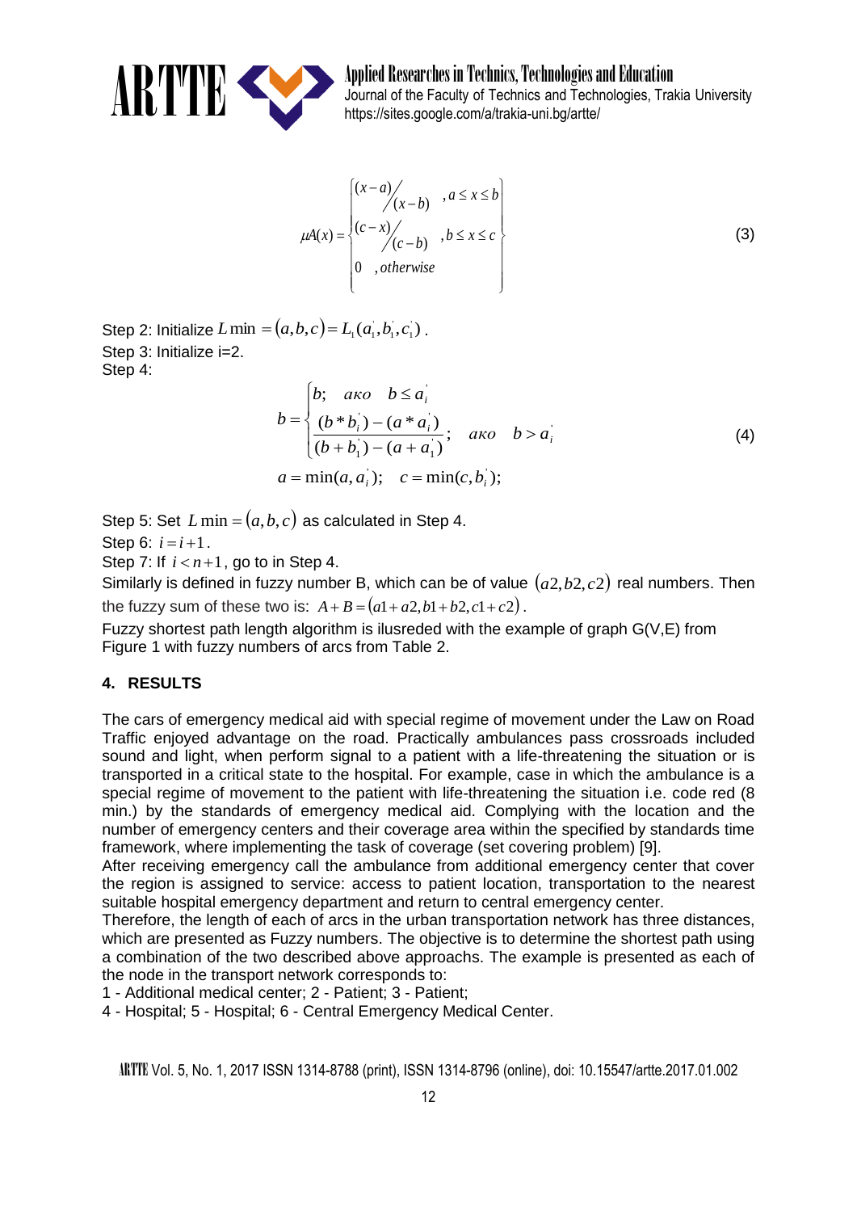$$\mu A(x) = \begin{cases} (x-a)\Big/(x-b) & , a \le x \le b \\ (c-x)\Big/(c-b) & , b \le x \le c \\ 0 & , otherwise \end{cases} \tag{3}$$

Step 2: Initialize $L\min = (a,b,c) = L_1(a_1^{'}, b_1^{'}, c_1^{'})$.
Step 3: Initialize i=2.
Step 4:

$$b = \begin{cases} b; & ако \quad b \le a_i^{'} \\ \dfrac{(b * b_i^{'}) - (a * a_i^{'})}{(b + b_1^{'}) - (a + a_1^{'})}; & ако \quad b > a_i^{'} \end{cases} \tag{4}$$

$$a = \min(a, a_i^{'}); \quad c = \min(c, b_i^{'});$$

Step 5: Set $L\min = (a,b,c)$ as calculated in Step 4.
Step 6: $i = i + 1$.
Step 7: If $i < n+1$, go to in Step 4.
Similarly is defined in fuzzy number B, which can be of value $(a2, b2, c2)$ real numbers. Then the fuzzy sum of these two is: $A + B = (a1 + a2, b1 + b2, c1 + c2)$.
Fuzzy shortest path length algorithm is ilusreded with the example of graph G(V,E) from Figure 1 with fuzzy numbers of arcs from Table 2.

## 4. RESULTS

The cars of emergency medical aid with special regime of movement under the Law on Road Traffic enjoyed advantage on the road. Practically ambulances pass crossroads included sound and light, when perform signal to a patient with a life-threatening the situation or is transported in a critical state to the hospital. For example, case in which the ambulance is a special regime of movement to the patient with life-threatening the situation i.e. code red (8 min.) by the standards of emergency medical aid. Complying with the location and the number of emergency centers and their coverage area within the specified by standards time framework, where implementing the task of coverage (set covering problem) [9].
After receiving emergency call the ambulance from additional emergency center that cover the region is assigned to service: access to patient location, transportation to the nearest suitable hospital emergency department and return to central emergency center.
Therefore, the length of each of arcs in the urban transportation network has three distances, which are presented as Fuzzy numbers. The objective is to determine the shortest path using a combination of the two described above approachs. The example is presented as each of the node in the transport network corresponds to:
1 - Additional medical center; 2 - Patient; 3 - Patient;
4 - Hospital; 5 - Hospital; 6 - Central Emergency Medical Center.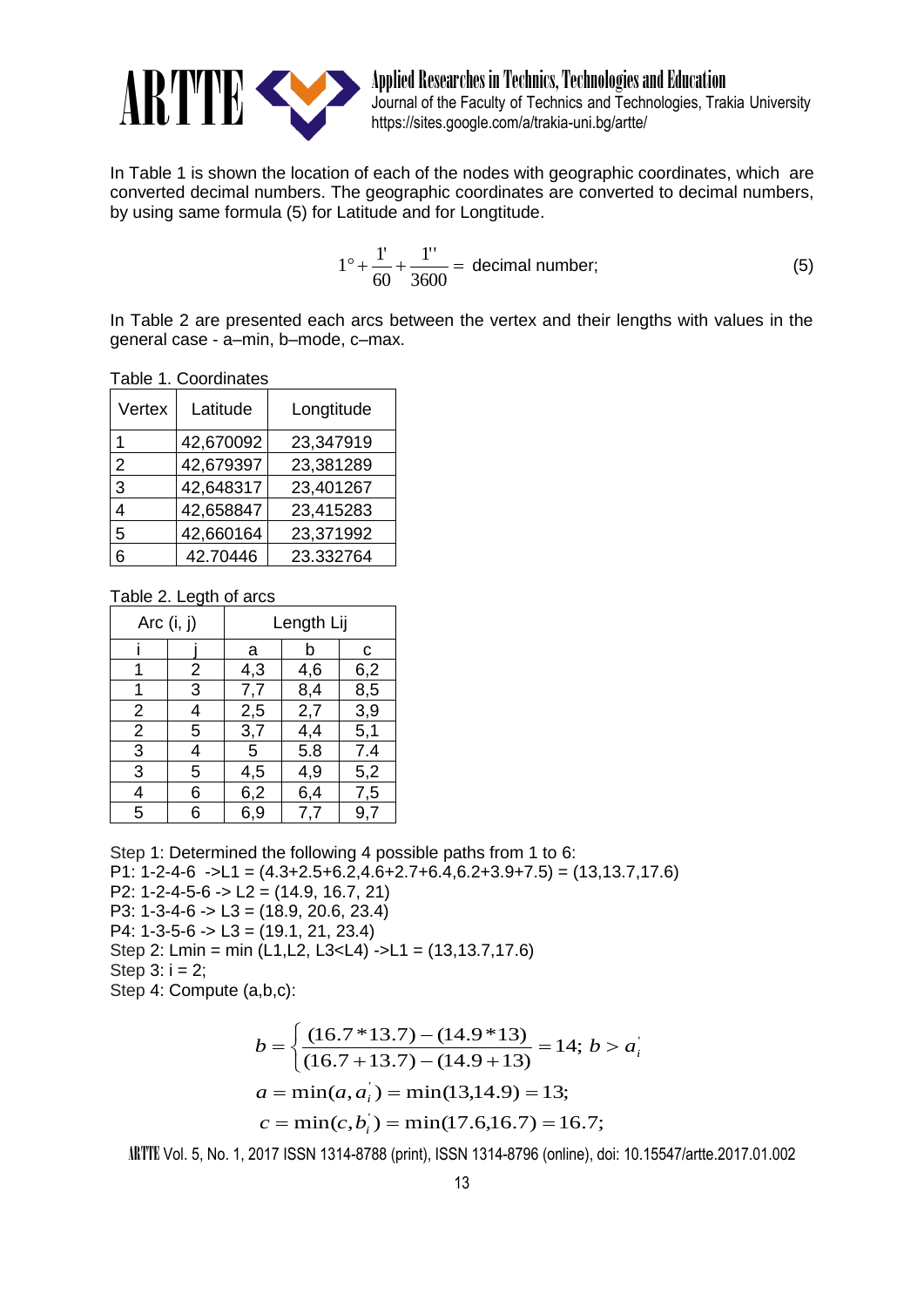In Table 1 is shown the location of each of the nodes with geographic coordinates, which are converted decimal numbers. The geographic coordinates are converted to decimal numbers, by using same formula (5) for Latitude and for Longtitude.

$$1^{\circ}+\frac{1'}{60}+\frac{1''}{3600}= \text{decimal number;} \tag{5}$$

In Table 2 are presented each arcs between the vertex and their lengths with values in the general case - a–min, b–mode, c–max.

Table 1. Coordinates

| Vertex | Latitude | Longtitude |
|---|---|---|
| 1 | 42,670092 | 23,347919 |
| 2 | 42,679397 | 23,381289 |
| 3 | 42,648317 | 23,401267 |
| 4 | 42,658847 | 23,415283 |
| 5 | 42,660164 | 23,371992 |
| 6 | 42.70446 | 23.332764 |

Table 2. Legth of arcs

| Arc (i, j) | | Length Lij | | |
|---|---|---|---|---|
| i | j | a | b | c |
| 1 | 2 | 4,3 | 4,6 | 6,2 |
| 1 | 3 | 7,7 | 8,4 | 8,5 |
| 2 | 4 | 2,5 | 2,7 | 3,9 |
| 2 | 5 | 3,7 | 4,4 | 5,1 |
| 3 | 4 | 5 | 5.8 | 7.4 |
| 3 | 5 | 4,5 | 4,9 | 5,2 |
| 4 | 6 | 6,2 | 6,4 | 7,5 |
| 5 | 6 | 6,9 | 7,7 | 9,7 |

Step 1: Determined the following 4 possible paths from 1 to 6:
P1: 1-2-4-6 ->L1 = (4.3+2.5+6.2,4.6+2.7+6.4,6.2+3.9+7.5) = (13,13.7,17.6)
P2: 1-2-4-5-6 -> L2 = (14.9, 16.7, 21)
P3: 1-3-4-6 -> L3 = (18.9, 20.6, 23.4)
P4: 1-3-5-6 -> L3 = (19.1, 21, 23.4)
Step 2: Lmin = min (L1,L2, L3<L4) ->L1 = (13,13.7,17.6)
Step 3: i = 2;
Step 4: Compute (a,b,c):

$$b=\left\{\frac{(16.7*13.7)-(14.9*13)}{(16.7+13.7)-(14.9+13)}=14;\ b>a_i^{'}\right.$$

$$a=\min(a,a_i^{'})=\min(13,14.9)=13;$$

$$c=\min(c,b_i^{'})=\min(17.6,16.7)=16.7;$$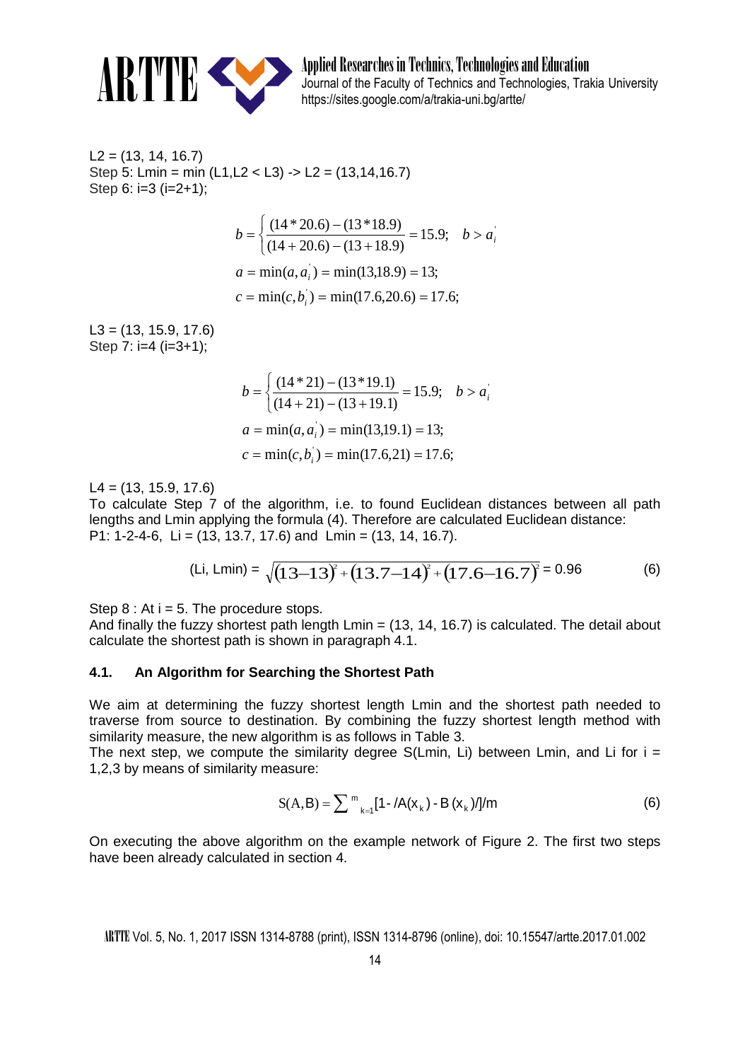L2 = (13, 14, 16.7)
Step 5: Lmin = min (L1,L2 < L3) -> L2 = (13,14,16.7)
Step 6: i=3 (i=2+1);

$$b = \left\{ \frac{(14 * 20.6) - (13 * 18.9)}{(14 + 20.6) - (13 + 18.9)} = 15.9; \quad b > a_i^{'} \right.$$

$$a = \min(a, a_i^{'}) = \min(13, 18.9) = 13;$$

$$c = \min(c, b_i^{'}) = \min(17.6, 20.6) = 17.6;$$

L3 = (13, 15.9, 17.6)
Step 7: i=4 (i=3+1);

$$b = \left\{ \frac{(14 * 21) - (13 * 19.1)}{(14 + 21) - (13 + 19.1)} = 15.9; \quad b > a_i^{'} \right.$$

$$a = \min(a, a_i^{'}) = \min(13, 19.1) = 13;$$

$$c = \min(c, b_i^{'}) = \min(17.6, 21) = 17.6;$$

L4 = (13, 15.9, 17.6)
To calculate Step 7 of the algorithm, i.e. to found Euclidean distances between all path lengths and Lmin applying the formula (4). Therefore are calculated Euclidean distance:
P1: 1-2-4-6, Li = (13, 13.7, 17.6) and Lmin = (13, 14, 16.7).

$$(\text{Li, Lmin}) = \sqrt{(13-13)^2 + (13.7-14)^2 + (17.6-16.7)^2} = 0.96 \tag{6}$$

Step 8 : At i = 5. The procedure stops.
And finally the fuzzy shortest path length Lmin = (13, 14, 16.7) is calculated. The detail about calculate the shortest path is shown in paragraph 4.1.

### 4.1. An Algorithm for Searching the Shortest Path

We aim at determining the fuzzy shortest length Lmin and the shortest path needed to traverse from source to destination. By combining the fuzzy shortest length method with similarity measure, the new algorithm is as follows in Table 3.
The next step, we compute the similarity degree S(Lmin, Li) between Lmin, and Li for i = 1,2,3 by means of similarity measure:

$$S(A,B) = \sum{}^{m}_{k=1} [1 - /A(x_k) - B(x_k)/]/m \tag{6}$$

On executing the above algorithm on the example network of Figure 2. The first two steps have been already calculated in section 4.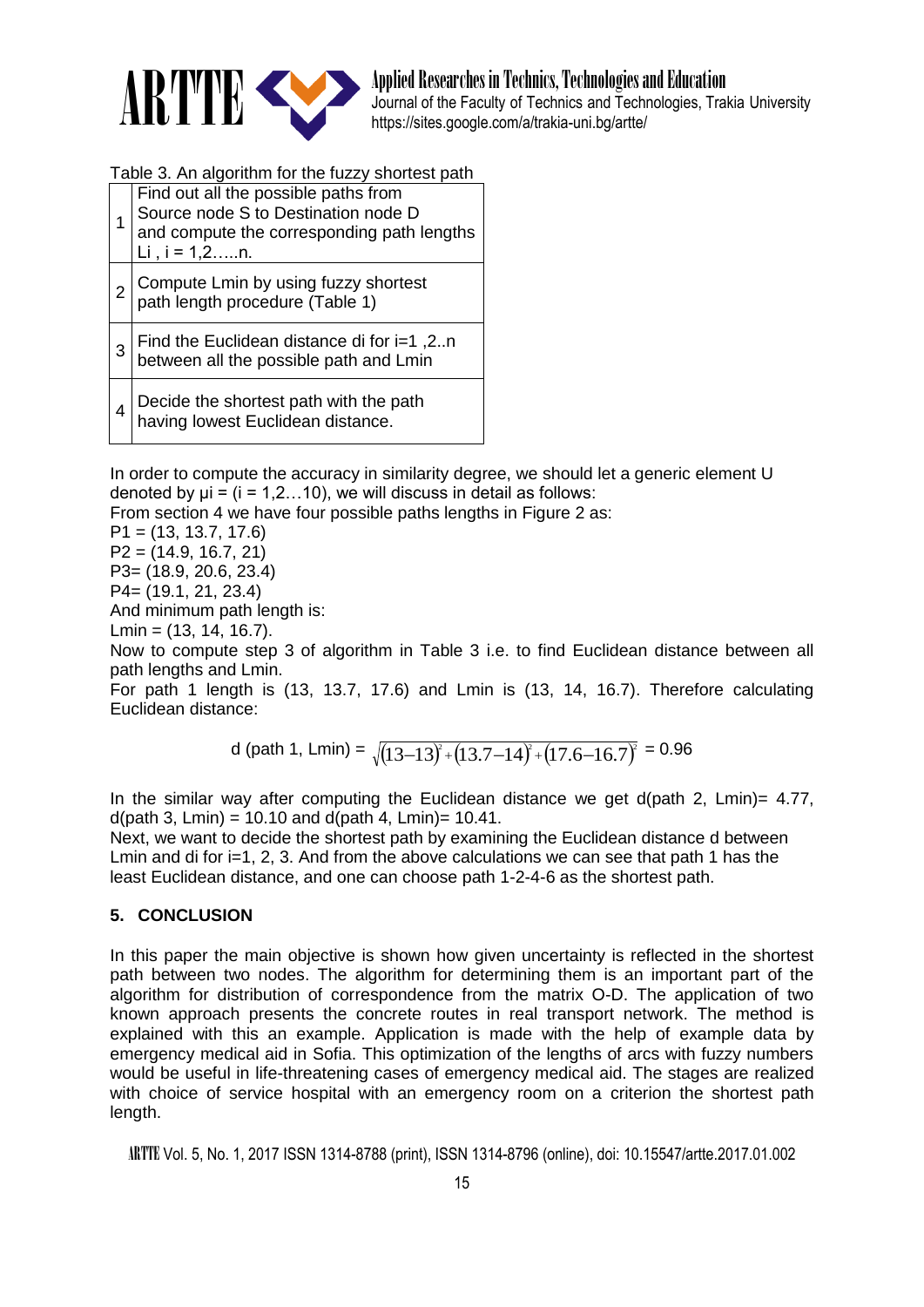Table 3. An algorithm for the fuzzy shortest path

| | |
|---|---|
| 1 | Find out all the possible paths from Source node S to Destination node D and compute the corresponding path lengths $L_i$ , i = 1,2…..n. |
| 2 | Compute Lmin by using fuzzy shortest path length procedure (Table 1) |
| 3 | Find the Euclidean distance $d_i$ for i=1 ,2..n between all the possible path and Lmin |
| 4 | Decide the shortest path with the path having lowest Euclidean distance. |

In order to compute the accuracy in similarity degree, we should let a generic element U denoted by $\mu_i$ = (i = 1,2…10), we will discuss in detail as follows:
From section 4 we have four possible paths lengths in Figure 2 as:
P1 = (13, 13.7, 17.6)
P2 = (14.9, 16.7, 21)
P3= (18.9, 20.6, 23.4)
P4= (19.1, 21, 23.4)
And minimum path length is:
Lmin = (13, 14, 16.7).
Now to compute step 3 of algorithm in Table 3 i.e. to find Euclidean distance between all path lengths and Lmin.
For path 1 length is (13, 13.7, 17.6) and Lmin is (13, 14, 16.7). Therefore calculating Euclidean distance:

$$d\text{ (path 1, Lmin)} = \sqrt{(13-13)^2 + (13.7-14)^2 + (17.6-16.7)^2} = 0.96$$

In the similar way after computing the Euclidean distance we get d(path 2, Lmin)= 4.77, d(path 3, Lmin) = 10.10 and d(path 4, Lmin)= 10.41.
Next, we want to decide the shortest path by examining the Euclidean distance d between Lmin and $d_i$ for i=1, 2, 3. And from the above calculations we can see that path 1 has the least Euclidean distance, and one can choose path 1-2-4-6 as the shortest path.

## 5. CONCLUSION

In this paper the main objective is shown how given uncertainty is reflected in the shortest path between two nodes. The algorithm for determining them is an important part of the algorithm for distribution of correspondence from the matrix O-D. The application of two known approach presents the concrete routes in real transport network. The method is explained with this an example. Application is made with the help of example data by emergency medical aid in Sofia. This optimization of the lengths of arcs with fuzzy numbers would be useful in life-threatening cases of emergency medical aid. The stages are realized with choice of service hospital with an emergency room on a criterion the shortest path length.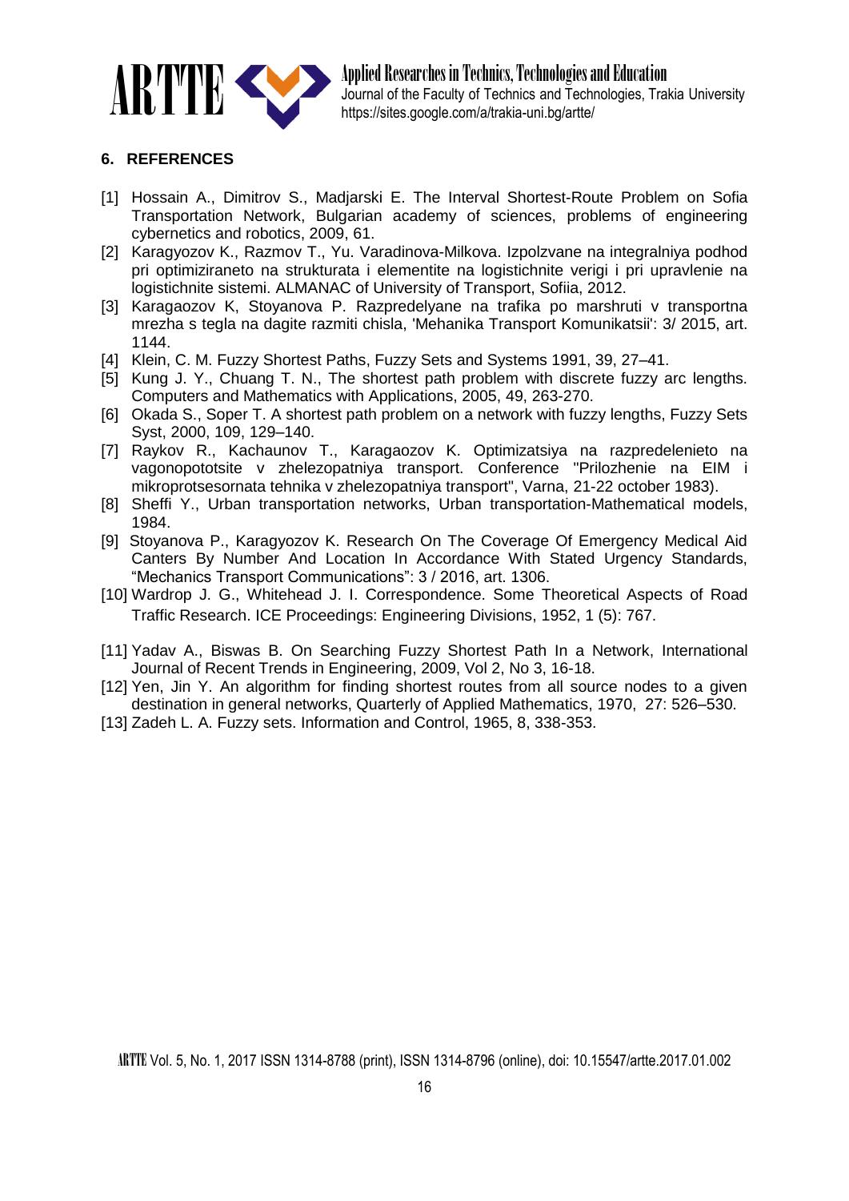## 6. REFERENCES

[1] Hossain A., Dimitrov S., Madjarski E. The Interval Shortest-Route Problem on Sofia Transportation Network, Bulgarian academy of sciences, problems of engineering cybernetics and robotics, 2009, 61.

[2] Karagyozov K., Razmov T., Yu. Varadinova-Milkova. Izpolzvane na integralniya podhod pri optimiziraneto na strukturata i elementite na logistichnite verigi i pri upravlenie na logistichnite sistemi. ALMANAC of University of Transport, Sofiia, 2012.

[3] Karagaozov K, Stoyanova P. Razpredelyane na trafika po marshruti v transportna mrezha s tegla na dagite razmiti chisla, 'Mehanika Transport Komunikatsii': 3/ 2015, art. 1144.

[4] Klein, C. M. Fuzzy Shortest Paths, Fuzzy Sets and Systems 1991, 39, 27–41.

[5] Kung J. Y., Chuang T. N., The shortest path problem with discrete fuzzy arc lengths. Computers and Mathematics with Applications, 2005, 49, 263-270.

[6] Okada S., Soper T. A shortest path problem on a network with fuzzy lengths, Fuzzy Sets Syst, 2000, 109, 129–140.

[7] Raykov R., Kachaunov T., Karagaozov K. Optimizatsiya na razpredelenieto na vagonopototsite v zhelezopatniya transport. Conference "Prilozhenie na EIM i mikroprotsesornata tehnika v zhelezopatniya transport", Varna, 21-22 october 1983).

[8] Sheffi Y., Urban transportation networks, Urban transportation-Mathematical models, 1984.

[9] Stoyanova P., Karagyozov K. Research On The Coverage Of Emergency Medical Aid Canters By Number And Location In Accordance With Stated Urgency Standards, "Mechanics Transport Communications": 3 / 2016, art. 1306.

[10] Wardrop J. G., Whitehead J. I. Correspondence. Some Theoretical Aspects of Road Traffic Research. ICE Proceedings: Engineering Divisions, 1952, 1 (5): 767.

[11] Yadav A., Biswas B. On Searching Fuzzy Shortest Path In a Network, International Journal of Recent Trends in Engineering, 2009, Vol 2, No 3, 16-18.

[12] Yen, Jin Y. An algorithm for finding shortest routes from all source nodes to a given destination in general networks, Quarterly of Applied Mathematics, 1970, 27: 526–530.

[13] Zadeh L. A. Fuzzy sets. Information and Control, 1965, 8, 338-353.